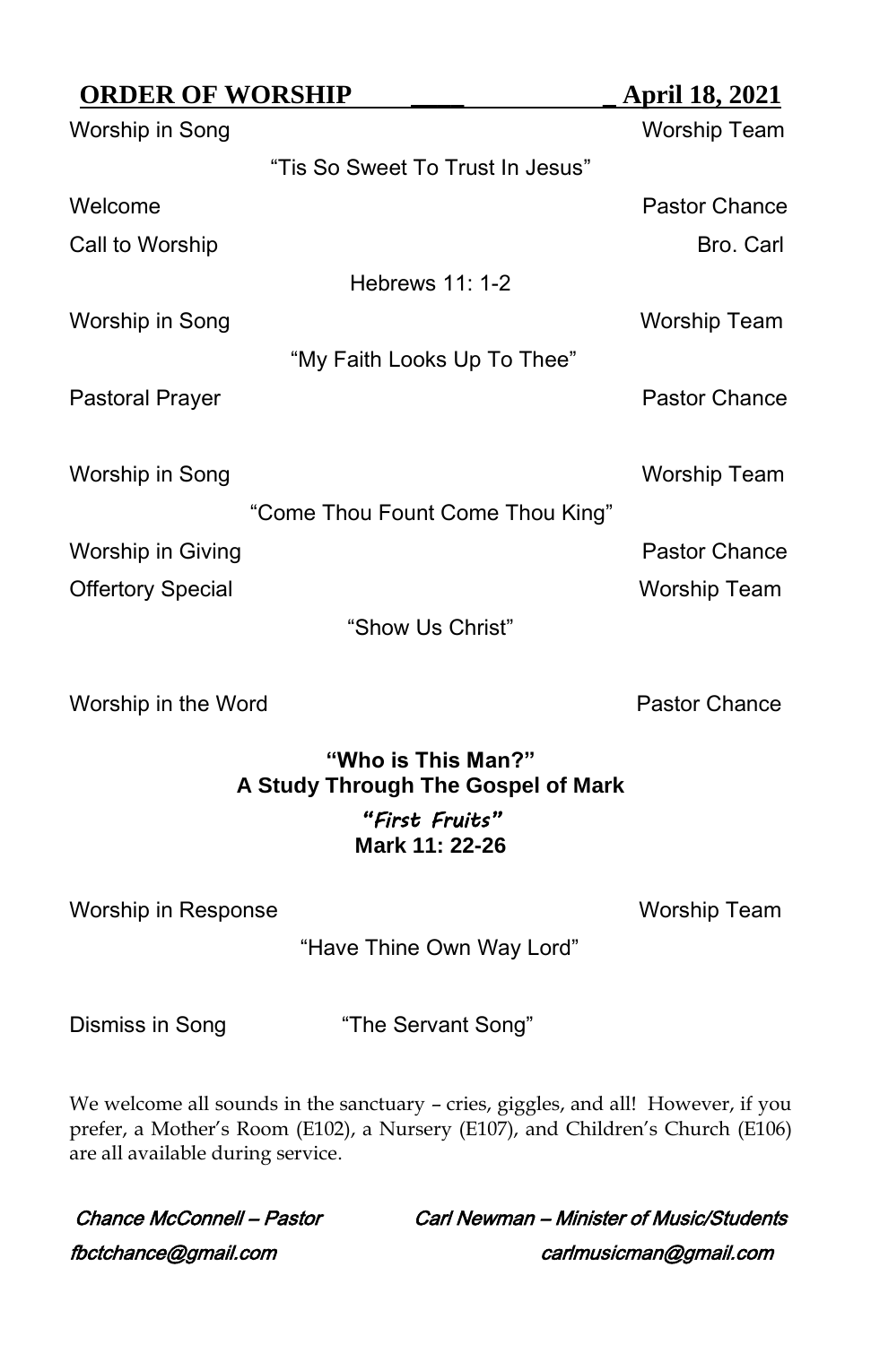## ORDER OF WORSHIP April 18, 2021

Worship in Song — Worship Team

"Tis So Sweet To Trust In Jesus"

Welcome — Pastor Chance

Call to Worship — Bro. Carl

Hebrews 11: 1-2

Worship in Song — Worship Team

"My Faith Looks Up To Thee"

Pastoral Prayer — Pastor Chance

Worship in Song — Worship Team

"Come Thou Fount Come Thou King"

Worship in Giving — Pastor Chance

Offertory Special — Worship Team

"Show Us Christ"

Worship in the Word — Pastor Chance

**"Who is This Man?"**
**A Study Through The Gospel of Mark**

***"First Fruits"***
**Mark 11: 22-26**

Worship in Response — Worship Team

"Have Thine Own Way Lord"

Dismiss in Song — "The Servant Song"

We welcome all sounds in the sanctuary – cries, giggles, and all! However, if you prefer, a Mother's Room (E102), a Nursery (E107), and Children's Church (E106) are all available during service.

*Chance McConnell – Pastor*
*fbctchance@gmail.com*

*Carl Newman – Minister of Music/Students*
*carlmusicman@gmail.com*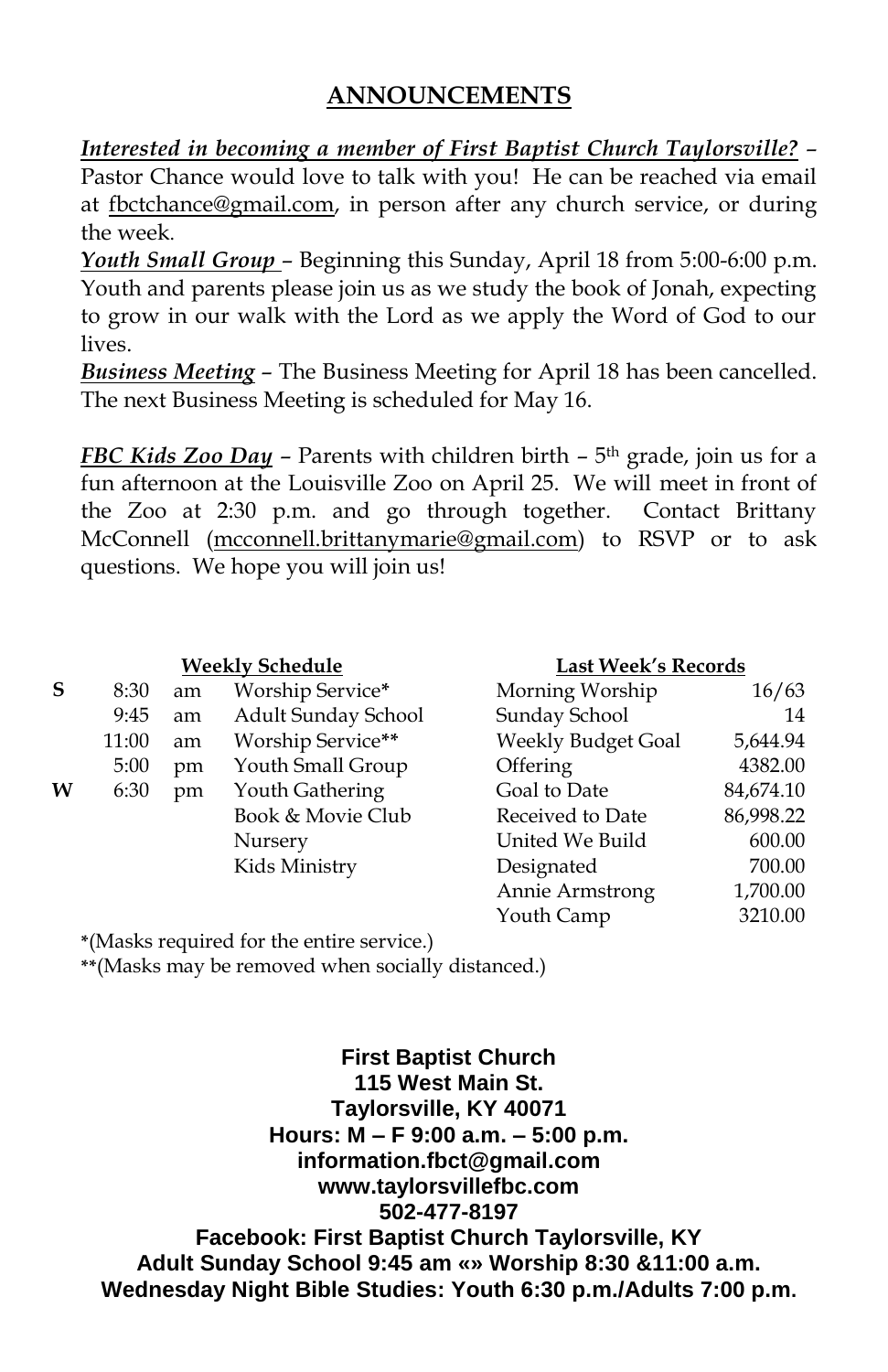## ANNOUNCEMENTS

***Interested in becoming a member of First Baptist Church Taylorsville?*** – Pastor Chance would love to talk with you! He can be reached via email at fbctchance@gmail.com, in person after any church service, or during the week.

***Youth Small Group*** – Beginning this Sunday, April 18 from 5:00-6:00 p.m. Youth and parents please join us as we study the book of Jonah, expecting to grow in our walk with the Lord as we apply the Word of God to our lives.

***Business Meeting*** – The Business Meeting for April 18 has been cancelled. The next Business Meeting is scheduled for May 16.

***FBC Kids Zoo Day*** – Parents with children birth – 5th grade, join us for a fun afternoon at the Louisville Zoo on April 25. We will meet in front of the Zoo at 2:30 p.m. and go through together. Contact Brittany McConnell (mcconnell.brittanymarie@gmail.com) to RSVP or to ask questions. We hope you will join us!

**Weekly Schedule**

| | | | |
|---|---|---|---|
| **S** | 8:30 | am | Worship Service* |
| | 9:45 | am | Adult Sunday School |
| | 11:00 | am | Worship Service** |
| | 5:00 | pm | Youth Small Group |
| **W** | 6:30 | pm | Youth Gathering |
| | | | Book & Movie Club |
| | | | Nursery |
| | | | Kids Ministry |

*(Masks required for the entire service.)

**(Masks may be removed when socially distanced.)

**Last Week's Records**

| | |
|---|---:|
| Morning Worship | 16/63 |
| Sunday School | 14 |
| Weekly Budget Goal | 5,644.94 |
| Offering | 4382.00 |
| Goal to Date | 84,674.10 |
| Received to Date | 86,998.22 |
| United We Build | 600.00 |
| Designated | 700.00 |
| Annie Armstrong | 1,700.00 |
| Youth Camp | 3210.00 |

**First Baptist Church**
**115 West Main St.**
**Taylorsville, KY 40071**
**Hours: M – F 9:00 a.m. – 5:00 p.m.**
**information.fbct@gmail.com**
**www.taylorsvillefbc.com**
**502-477-8197**
**Facebook: First Baptist Church Taylorsville, KY**
**Adult Sunday School 9:45 am «» Worship 8:30 &11:00 a.m.**
**Wednesday Night Bible Studies: Youth 6:30 p.m./Adults 7:00 p.m.**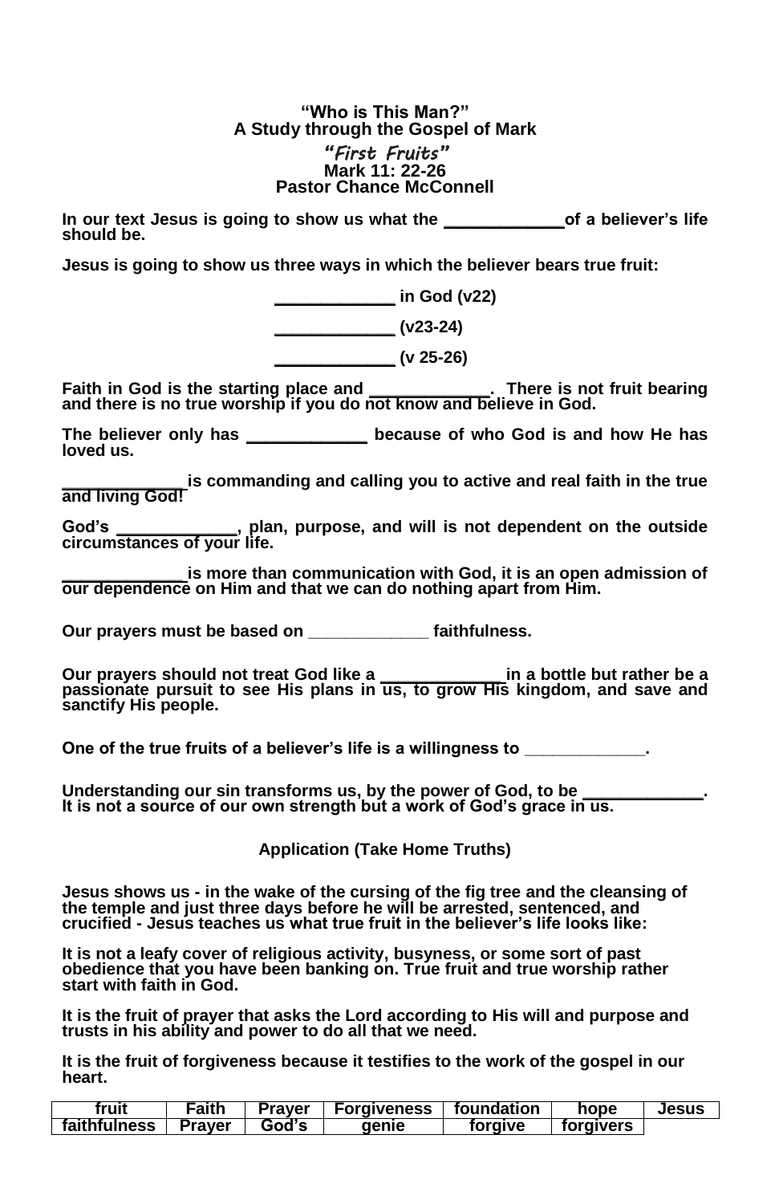**"Who is This Man?"**
**A Study through the Gospel of Mark**
***"First Fruits"***
**Mark 11: 22-26**
**Pastor Chance McConnell**

**In our text Jesus is going to show us what the _____________ of a believer's life should be.**

**Jesus is going to show us three ways in which the believer bears true fruit:**

**_____________ in God (v22)**

**_____________ (v23-24)**

**_____________ (v 25-26)**

**Faith in God is the starting place and _____________. There is not fruit bearing and there is no true worship if you do not know and believe in God.**

**The believer only has _____________ because of who God is and how He has loved us.**

**_____________ is commanding and calling you to active and real faith in the true and living God!**

**God's _____________, plan, purpose, and will is not dependent on the outside circumstances of your life.**

**_____________ is more than communication with God, it is an open admission of our dependence on Him and that we can do nothing apart from Him.**

**Our prayers must be based on _____________ faithfulness.**

**Our prayers should not treat God like a _____________ in a bottle but rather be a passionate pursuit to see His plans in us, to grow His kingdom, and save and sanctify His people.**

**One of the true fruits of a believer's life is a willingness to _____________.**

**Understanding our sin transforms us, by the power of God, to be _____________. It is not a source of our own strength but a work of God's grace in us.**

**Application (Take Home Truths)**

**Jesus shows us - in the wake of the cursing of the fig tree and the cleansing of the temple and just three days before he will be arrested, sentenced, and crucified - Jesus teaches us what true fruit in the believer's life looks like:**

**It is not a leafy cover of religious activity, busyness, or some sort of past obedience that you have been banking on. True fruit and true worship rather start with faith in God.**

**It is the fruit of prayer that asks the Lord according to His will and purpose and trusts in his ability and power to do all that we need.**

**It is the fruit of forgiveness because it testifies to the work of the gospel in our heart.**

| fruit | Faith | Prayer | Forgiveness | foundation | hope | Jesus |
|---|---|---|---|---|---|---|
| faithfulness | Prayer | God's | genie | forgive | forgivers | |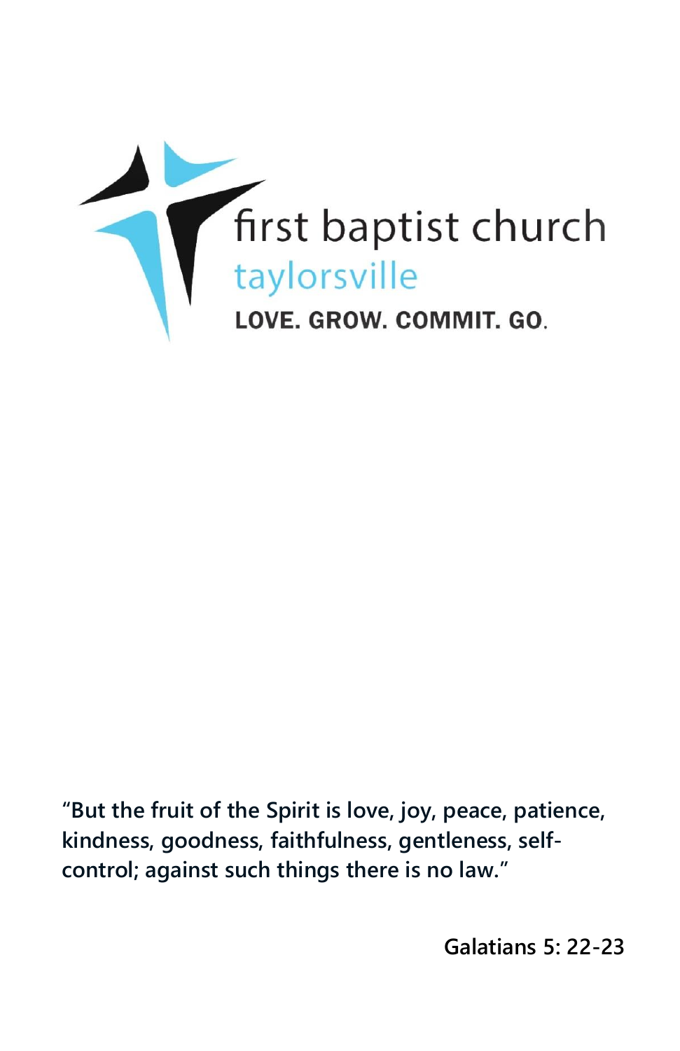first baptist church

taylorsville

**LOVE. GROW. COMMIT. GO.**

**“But the fruit of the Spirit is love, joy, peace, patience, kindness, goodness, faithfulness, gentleness, self-control; against such things there is no law.”**

**Galatians 5: 22-23**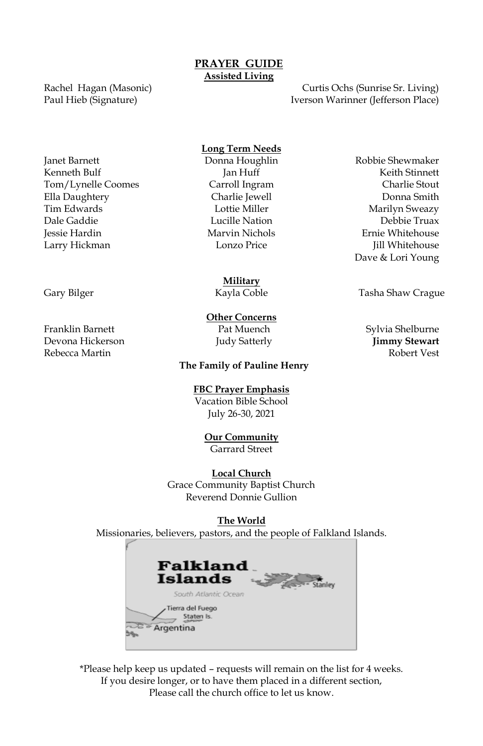# PRAYER GUIDE

## Assisted Living

Rachel Hagan (Masonic)
Paul Hieb (Signature)
Curtis Ochs (Sunrise Sr. Living)
Iverson Warinner (Jefferson Place)

## Long Term Needs

Janet Barnett
Kenneth Bulf
Tom/Lynelle Coomes
Ella Daughtery
Tim Edwards
Dale Gaddie
Jessie Hardin
Larry Hickman
Donna Houghlin
Jan Huff
Carroll Ingram
Charlie Jewell
Lottie Miller
Lucille Nation
Marvin Nichols
Lonzo Price
Robbie Shewmaker
Keith Stinnett
Charlie Stout
Donna Smith
Marilyn Sweazy
Debbie Truax
Ernie Whitehouse
Jill Whitehouse
Dave & Lori Young

## Military

Gary Bilger
Kayla Coble
Tasha Shaw Crague

## Other Concerns

Franklin Barnett
Devona Hickerson
Rebecca Martin
Pat Muench
Judy Satterly
Sylvia Shelburne
**Jimmy Stewart**
Robert Vest

**The Family of Pauline Henry**

## FBC Prayer Emphasis

Vacation Bible School
July 26-30, 2021

## Our Community

Garrard Street

## Local Church

Grace Community Baptist Church
Reverend Donnie Gullion

## The World

Missionaries, believers, pastors, and the people of Falkland Islands.

*Please help keep us updated – requests will remain on the list for 4 weeks.
If you desire longer, or to have them placed in a different section,
Please call the church office to let us know.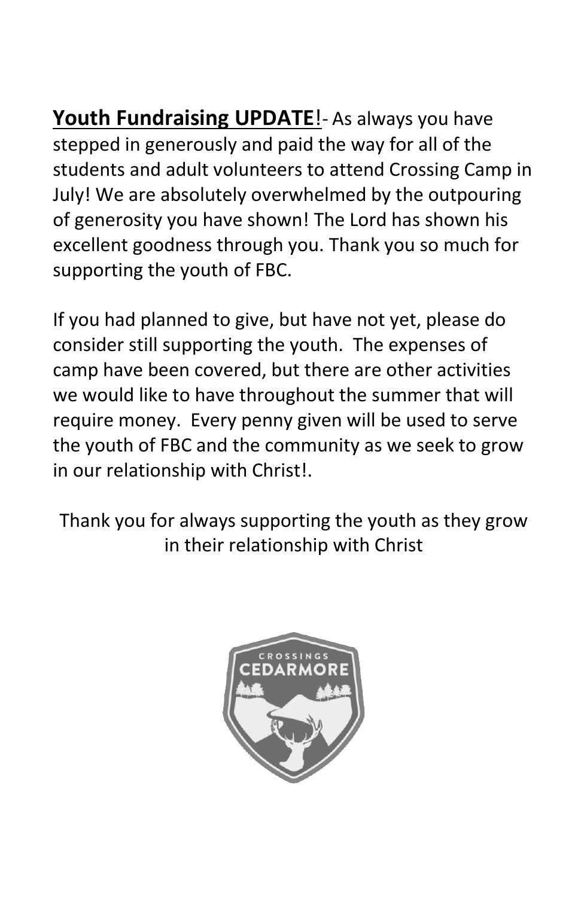**<u>Youth Fundraising UPDATE</u>**!- As always you have stepped in generously and paid the way for all of the students and adult volunteers to attend Crossing Camp in July! We are absolutely overwhelmed by the outpouring of generosity you have shown! The Lord has shown his excellent goodness through you. Thank you so much for supporting the youth of FBC.

If you had planned to give, but have not yet, please do consider still supporting the youth. The expenses of camp have been covered, but there are other activities we would like to have throughout the summer that will require money. Every penny given will be used to serve the youth of FBC and the community as we seek to grow in our relationship with Christ!.

Thank you for always supporting the youth as they grow in their relationship with Christ

CROSSINGS
CEDARMORE